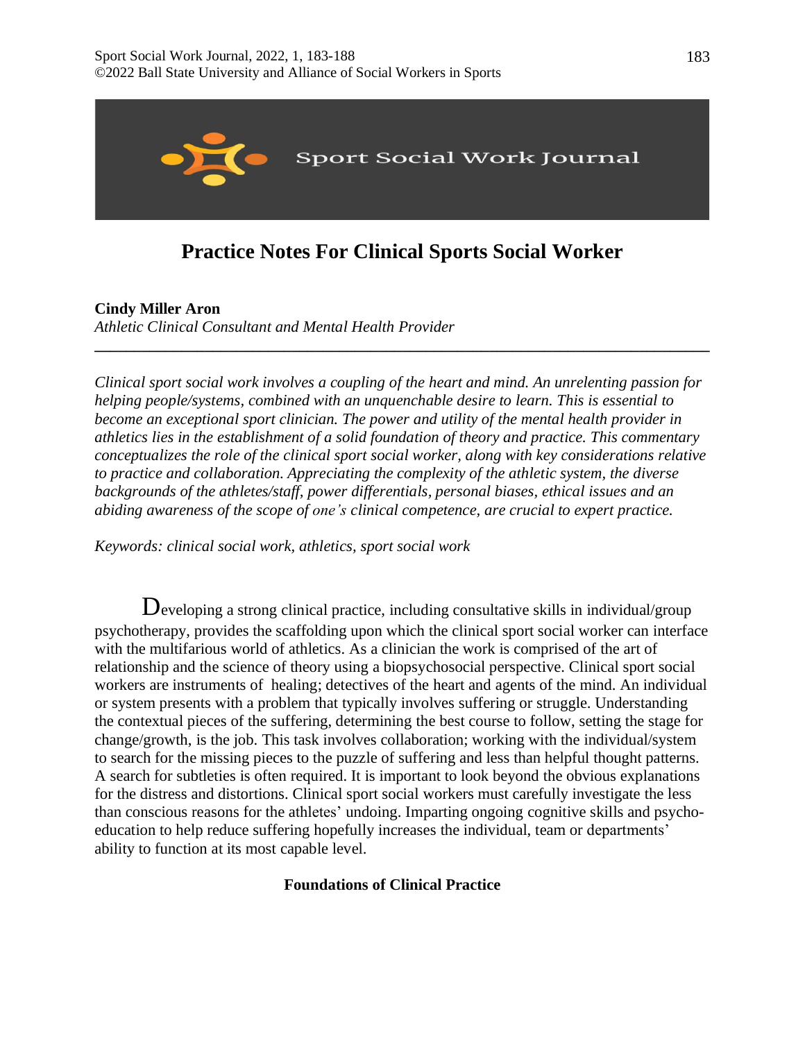# Practice Notes For Clinical Sports Social Worker

**Cindy Miller Aron**
*Athletic Clinical Consultant and Mental Health Provider*

---

*Clinical sport social work involves a coupling of the heart and mind. An unrelenting passion for helping people/systems, combined with an unquenchable desire to learn. This is essential to become an exceptional sport clinician. The power and utility of the mental health provider in athletics lies in the establishment of a solid foundation of theory and practice. This commentary conceptualizes the role of the clinical sport social worker, along with key considerations relative to practice and collaboration. Appreciating the complexity of the athletic system, the diverse backgrounds of the athletes/staff, power differentials, personal biases, ethical issues and an abiding awareness of the scope of one's clinical competence, are crucial to expert practice.*

*Keywords: clinical social work, athletics, sport social work*

Developing a strong clinical practice, including consultative skills in individual/group psychotherapy, provides the scaffolding upon which the clinical sport social worker can interface with the multifarious world of athletics. As a clinician the work is comprised of the art of relationship and the science of theory using a biopsychosocial perspective. Clinical sport social workers are instruments of healing; detectives of the heart and agents of the mind. An individual or system presents with a problem that typically involves suffering or struggle. Understanding the contextual pieces of the suffering, determining the best course to follow, setting the stage for change/growth, is the job. This task involves collaboration; working with the individual/system to search for the missing pieces to the puzzle of suffering and less than helpful thought patterns. A search for subtleties is often required. It is important to look beyond the obvious explanations for the distress and distortions. Clinical sport social workers must carefully investigate the less than conscious reasons for the athletes' undoing. Imparting ongoing cognitive skills and psycho-education to help reduce suffering hopefully increases the individual, team or departments' ability to function at its most capable level.

## Foundations of Clinical Practice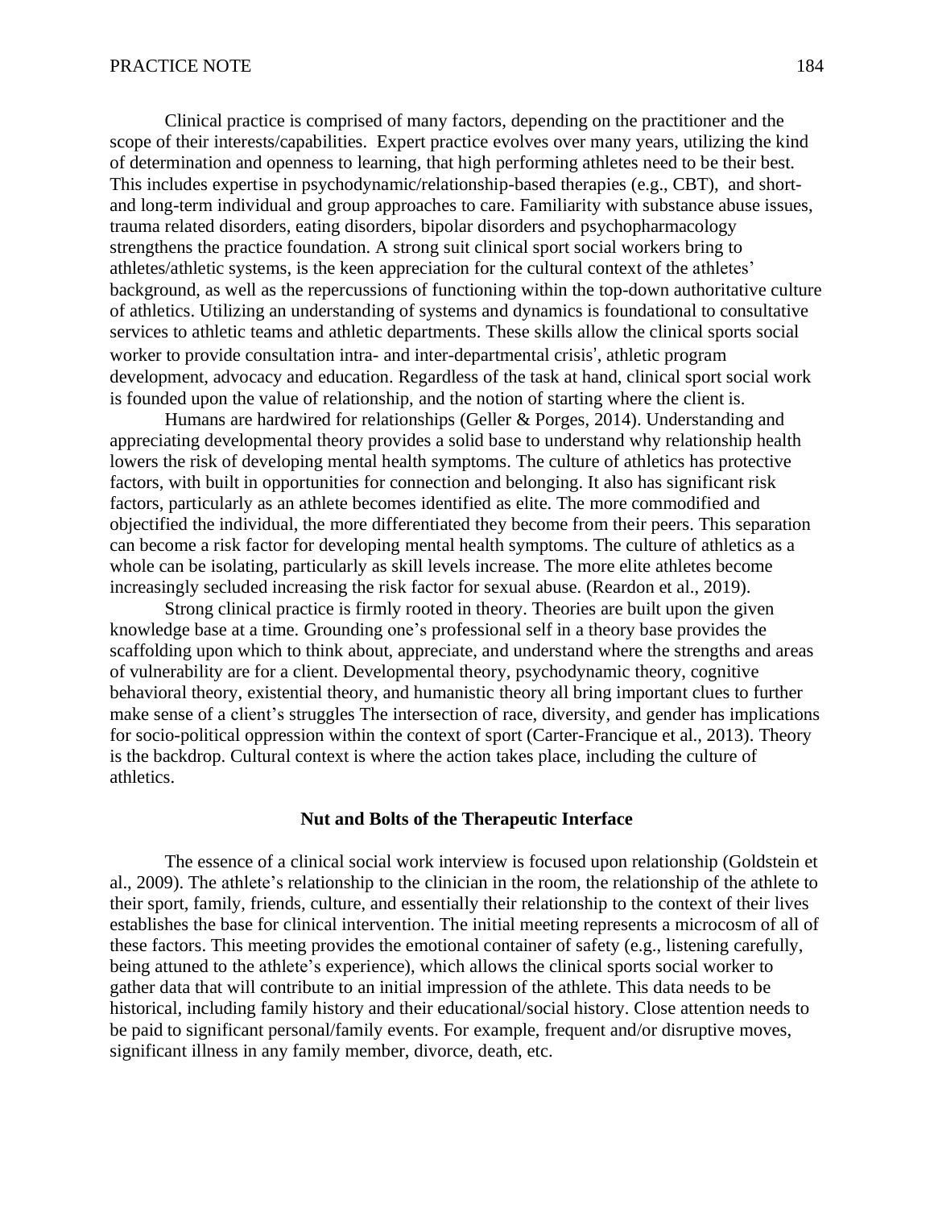Clinical practice is comprised of many factors, depending on the practitioner and the scope of their interests/capabilities. Expert practice evolves over many years, utilizing the kind of determination and openness to learning, that high performing athletes need to be their best. This includes expertise in psychodynamic/relationship-based therapies (e.g., CBT), and short- and long-term individual and group approaches to care. Familiarity with substance abuse issues, trauma related disorders, eating disorders, bipolar disorders and psychopharmacology strengthens the practice foundation. A strong suit clinical sport social workers bring to athletes/athletic systems, is the keen appreciation for the cultural context of the athletes' background, as well as the repercussions of functioning within the top-down authoritative culture of athletics. Utilizing an understanding of systems and dynamics is foundational to consultative services to athletic teams and athletic departments. These skills allow the clinical sports social worker to provide consultation intra- and inter-departmental crisis', athletic program development, advocacy and education. Regardless of the task at hand, clinical sport social work is founded upon the value of relationship, and the notion of starting where the client is.

Humans are hardwired for relationships (Geller & Porges, 2014). Understanding and appreciating developmental theory provides a solid base to understand why relationship health lowers the risk of developing mental health symptoms. The culture of athletics has protective factors, with built in opportunities for connection and belonging. It also has significant risk factors, particularly as an athlete becomes identified as elite. The more commodified and objectified the individual, the more differentiated they become from their peers. This separation can become a risk factor for developing mental health symptoms. The culture of athletics as a whole can be isolating, particularly as skill levels increase. The more elite athletes become increasingly secluded increasing the risk factor for sexual abuse. (Reardon et al., 2019).

Strong clinical practice is firmly rooted in theory. Theories are built upon the given knowledge base at a time. Grounding one's professional self in a theory base provides the scaffolding upon which to think about, appreciate, and understand where the strengths and areas of vulnerability are for a client. Developmental theory, psychodynamic theory, cognitive behavioral theory, existential theory, and humanistic theory all bring important clues to further make sense of a client's struggles The intersection of race, diversity, and gender has implications for socio-political oppression within the context of sport (Carter-Francique et al., 2013). Theory is the backdrop. Cultural context is where the action takes place, including the culture of athletics.

## Nut and Bolts of the Therapeutic Interface

The essence of a clinical social work interview is focused upon relationship (Goldstein et al., 2009). The athlete's relationship to the clinician in the room, the relationship of the athlete to their sport, family, friends, culture, and essentially their relationship to the context of their lives establishes the base for clinical intervention. The initial meeting represents a microcosm of all of these factors. This meeting provides the emotional container of safety (e.g., listening carefully, being attuned to the athlete's experience), which allows the clinical sports social worker to gather data that will contribute to an initial impression of the athlete. This data needs to be historical, including family history and their educational/social history. Close attention needs to be paid to significant personal/family events. For example, frequent and/or disruptive moves, significant illness in any family member, divorce, death, etc.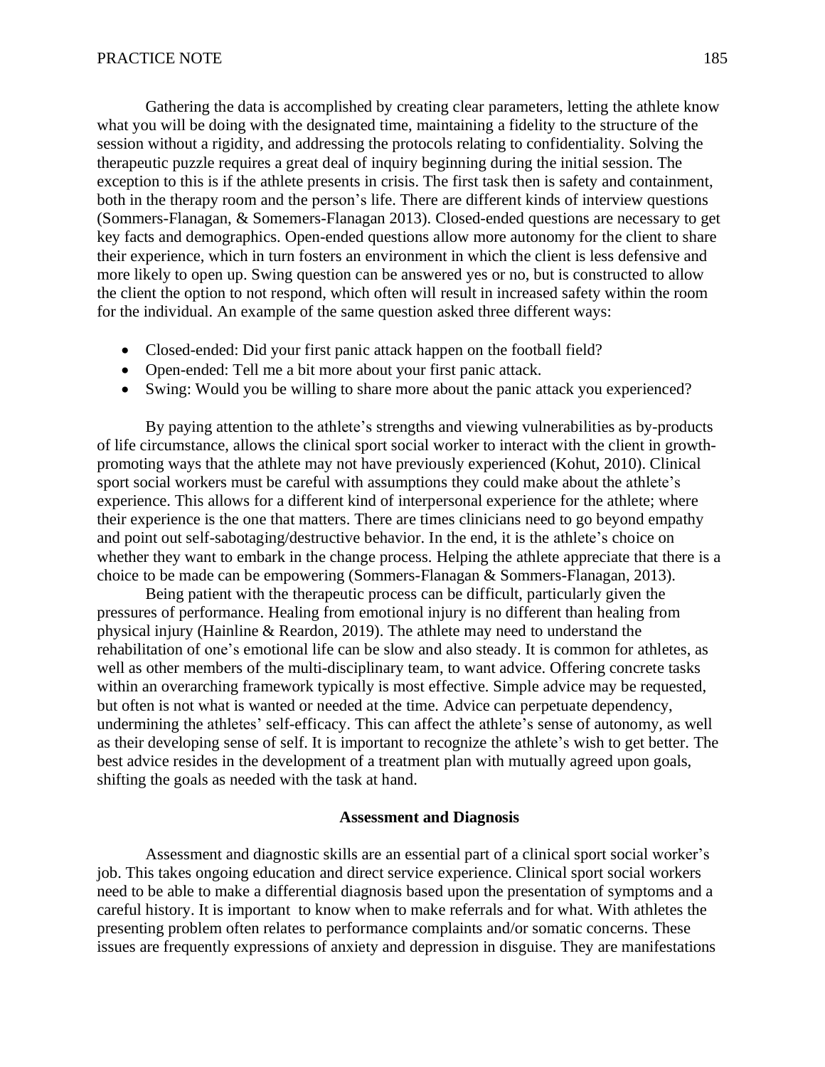Gathering the data is accomplished by creating clear parameters, letting the athlete know what you will be doing with the designated time, maintaining a fidelity to the structure of the session without a rigidity, and addressing the protocols relating to confidentiality. Solving the therapeutic puzzle requires a great deal of inquiry beginning during the initial session. The exception to this is if the athlete presents in crisis. The first task then is safety and containment, both in the therapy room and the person's life. There are different kinds of interview questions (Sommers-Flanagan, & Somemers-Flanagan 2013). Closed-ended questions are necessary to get key facts and demographics. Open-ended questions allow more autonomy for the client to share their experience, which in turn fosters an environment in which the client is less defensive and more likely to open up. Swing question can be answered yes or no, but is constructed to allow the client the option to not respond, which often will result in increased safety within the room for the individual. An example of the same question asked three different ways:

- Closed-ended: Did your first panic attack happen on the football field?
- Open-ended: Tell me a bit more about your first panic attack.
- Swing: Would you be willing to share more about the panic attack you experienced?

By paying attention to the athlete's strengths and viewing vulnerabilities as by-products of life circumstance, allows the clinical sport social worker to interact with the client in growth-promoting ways that the athlete may not have previously experienced (Kohut, 2010). Clinical sport social workers must be careful with assumptions they could make about the athlete's experience. This allows for a different kind of interpersonal experience for the athlete; where their experience is the one that matters. There are times clinicians need to go beyond empathy and point out self-sabotaging/destructive behavior. In the end, it is the athlete's choice on whether they want to embark in the change process. Helping the athlete appreciate that there is a choice to be made can be empowering (Sommers-Flanagan & Sommers-Flanagan, 2013).

Being patient with the therapeutic process can be difficult, particularly given the pressures of performance. Healing from emotional injury is no different than healing from physical injury (Hainline & Reardon, 2019). The athlete may need to understand the rehabilitation of one's emotional life can be slow and also steady. It is common for athletes, as well as other members of the multi-disciplinary team, to want advice. Offering concrete tasks within an overarching framework typically is most effective. Simple advice may be requested, but often is not what is wanted or needed at the time. Advice can perpetuate dependency, undermining the athletes' self-efficacy. This can affect the athlete's sense of autonomy, as well as their developing sense of self. It is important to recognize the athlete's wish to get better. The best advice resides in the development of a treatment plan with mutually agreed upon goals, shifting the goals as needed with the task at hand.

## Assessment and Diagnosis

Assessment and diagnostic skills are an essential part of a clinical sport social worker's job. This takes ongoing education and direct service experience. Clinical sport social workers need to be able to make a differential diagnosis based upon the presentation of symptoms and a careful history. It is important to know when to make referrals and for what. With athletes the presenting problem often relates to performance complaints and/or somatic concerns. These issues are frequently expressions of anxiety and depression in disguise. They are manifestations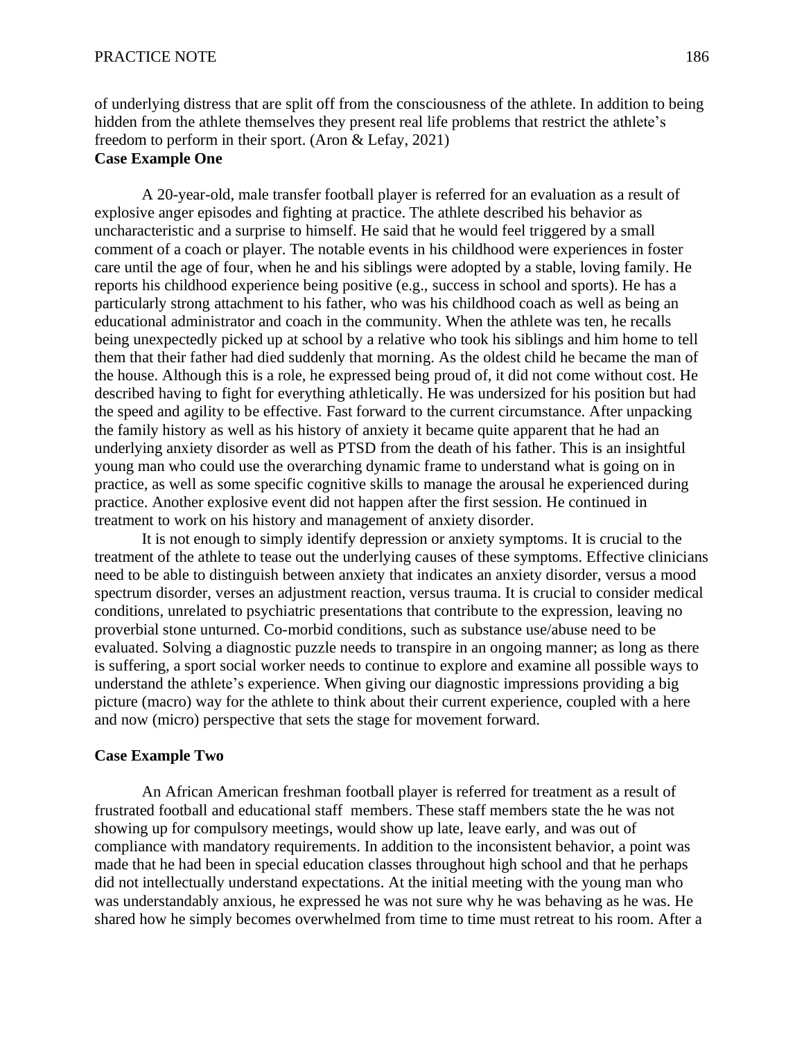of underlying distress that are split off from the consciousness of the athlete. In addition to being hidden from the athlete themselves they present real life problems that restrict the athlete's freedom to perform in their sport. (Aron & Lefay, 2021)

**Case Example One**

A 20-year-old, male transfer football player is referred for an evaluation as a result of explosive anger episodes and fighting at practice. The athlete described his behavior as uncharacteristic and a surprise to himself. He said that he would feel triggered by a small comment of a coach or player. The notable events in his childhood were experiences in foster care until the age of four, when he and his siblings were adopted by a stable, loving family. He reports his childhood experience being positive (e.g., success in school and sports). He has a particularly strong attachment to his father, who was his childhood coach as well as being an educational administrator and coach in the community. When the athlete was ten, he recalls being unexpectedly picked up at school by a relative who took his siblings and him home to tell them that their father had died suddenly that morning. As the oldest child he became the man of the house. Although this is a role, he expressed being proud of, it did not come without cost. He described having to fight for everything athletically. He was undersized for his position but had the speed and agility to be effective. Fast forward to the current circumstance. After unpacking the family history as well as his history of anxiety it became quite apparent that he had an underlying anxiety disorder as well as PTSD from the death of his father. This is an insightful young man who could use the overarching dynamic frame to understand what is going on in practice, as well as some specific cognitive skills to manage the arousal he experienced during practice. Another explosive event did not happen after the first session. He continued in treatment to work on his history and management of anxiety disorder.

It is not enough to simply identify depression or anxiety symptoms. It is crucial to the treatment of the athlete to tease out the underlying causes of these symptoms. Effective clinicians need to be able to distinguish between anxiety that indicates an anxiety disorder, versus a mood spectrum disorder, verses an adjustment reaction, versus trauma. It is crucial to consider medical conditions, unrelated to psychiatric presentations that contribute to the expression, leaving no proverbial stone unturned. Co-morbid conditions, such as substance use/abuse need to be evaluated. Solving a diagnostic puzzle needs to transpire in an ongoing manner; as long as there is suffering, a sport social worker needs to continue to explore and examine all possible ways to understand the athlete's experience. When giving our diagnostic impressions providing a big picture (macro) way for the athlete to think about their current experience, coupled with a here and now (micro) perspective that sets the stage for movement forward.

**Case Example Two**

An African American freshman football player is referred for treatment as a result of frustrated football and educational staff members. These staff members state the he was not showing up for compulsory meetings, would show up late, leave early, and was out of compliance with mandatory requirements. In addition to the inconsistent behavior, a point was made that he had been in special education classes throughout high school and that he perhaps did not intellectually understand expectations. At the initial meeting with the young man who was understandably anxious, he expressed he was not sure why he was behaving as he was. He shared how he simply becomes overwhelmed from time to time must retreat to his room. After a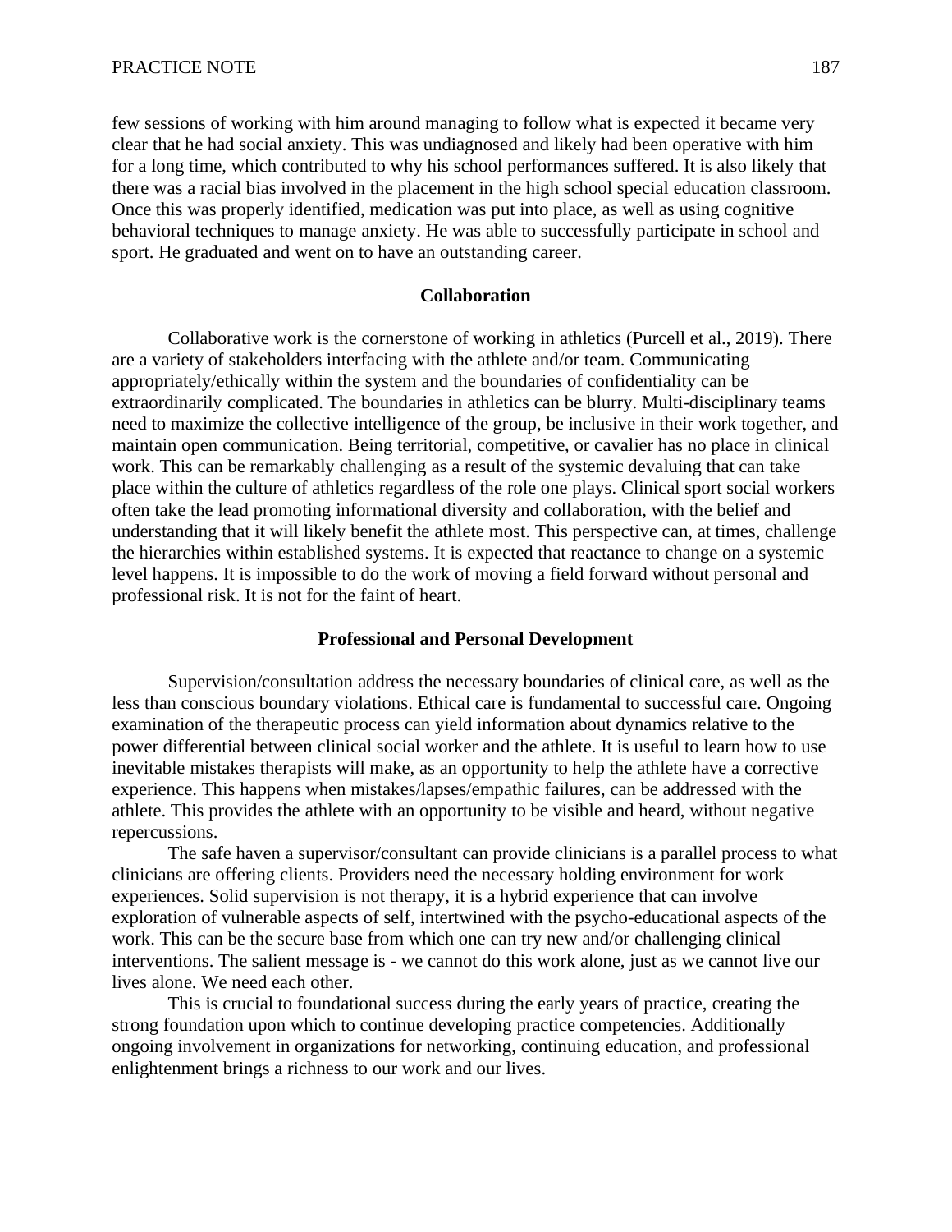few sessions of working with him around managing to follow what is expected it became very clear that he had social anxiety. This was undiagnosed and likely had been operative with him for a long time, which contributed to why his school performances suffered. It is also likely that there was a racial bias involved in the placement in the high school special education classroom. Once this was properly identified, medication was put into place, as well as using cognitive behavioral techniques to manage anxiety. He was able to successfully participate in school and sport. He graduated and went on to have an outstanding career.

## Collaboration

Collaborative work is the cornerstone of working in athletics (Purcell et al., 2019). There are a variety of stakeholders interfacing with the athlete and/or team. Communicating appropriately/ethically within the system and the boundaries of confidentiality can be extraordinarily complicated. The boundaries in athletics can be blurry. Multi-disciplinary teams need to maximize the collective intelligence of the group, be inclusive in their work together, and maintain open communication. Being territorial, competitive, or cavalier has no place in clinical work. This can be remarkably challenging as a result of the systemic devaluing that can take place within the culture of athletics regardless of the role one plays. Clinical sport social workers often take the lead promoting informational diversity and collaboration, with the belief and understanding that it will likely benefit the athlete most. This perspective can, at times, challenge the hierarchies within established systems. It is expected that reactance to change on a systemic level happens. It is impossible to do the work of moving a field forward without personal and professional risk. It is not for the faint of heart.

## Professional and Personal Development

Supervision/consultation address the necessary boundaries of clinical care, as well as the less than conscious boundary violations. Ethical care is fundamental to successful care. Ongoing examination of the therapeutic process can yield information about dynamics relative to the power differential between clinical social worker and the athlete. It is useful to learn how to use inevitable mistakes therapists will make, as an opportunity to help the athlete have a corrective experience. This happens when mistakes/lapses/empathic failures, can be addressed with the athlete. This provides the athlete with an opportunity to be visible and heard, without negative repercussions.

The safe haven a supervisor/consultant can provide clinicians is a parallel process to what clinicians are offering clients. Providers need the necessary holding environment for work experiences. Solid supervision is not therapy, it is a hybrid experience that can involve exploration of vulnerable aspects of self, intertwined with the psycho-educational aspects of the work. This can be the secure base from which one can try new and/or challenging clinical interventions. The salient message is - we cannot do this work alone, just as we cannot live our lives alone. We need each other.

This is crucial to foundational success during the early years of practice, creating the strong foundation upon which to continue developing practice competencies. Additionally ongoing involvement in organizations for networking, continuing education, and professional enlightenment brings a richness to our work and our lives.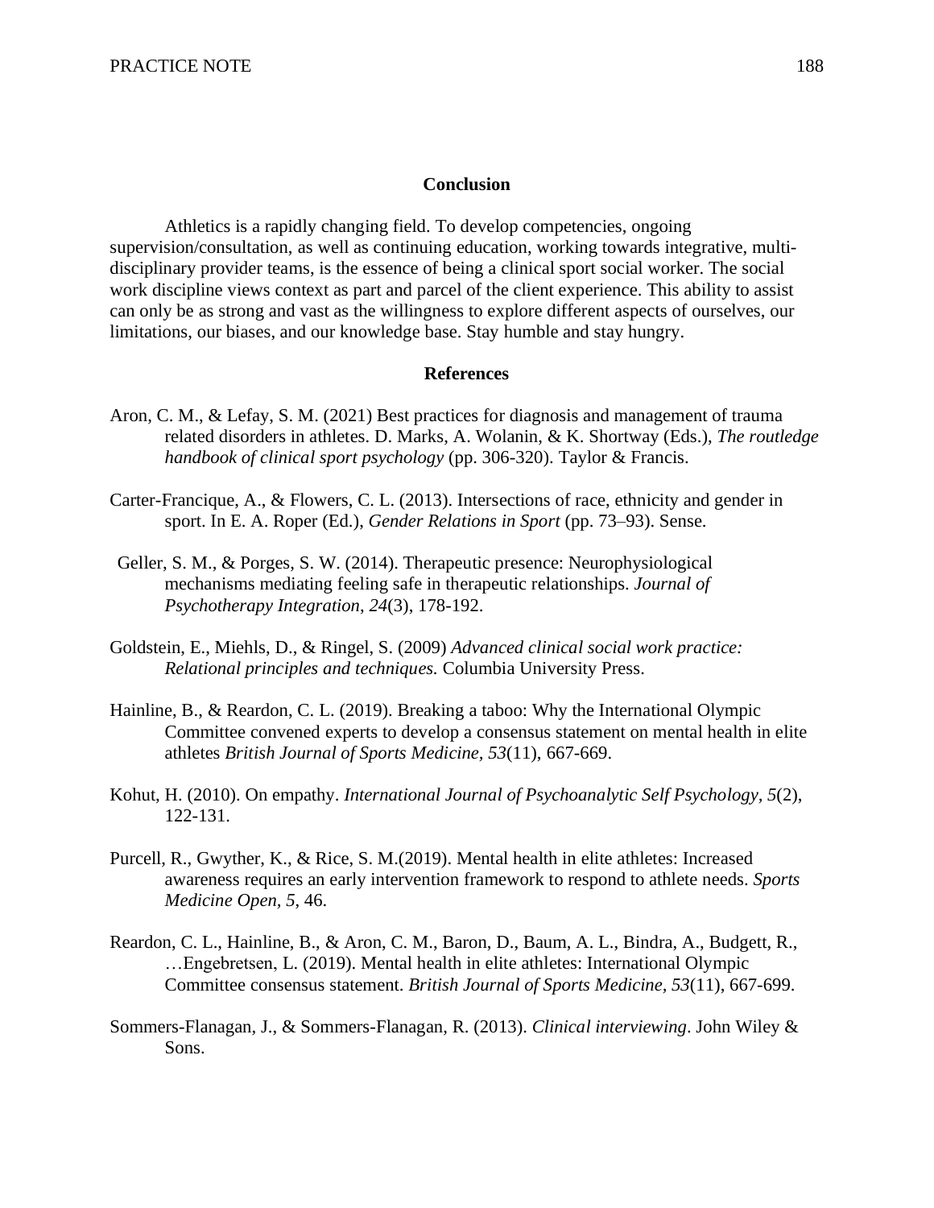## Conclusion

Athletics is a rapidly changing field. To develop competencies, ongoing supervision/consultation, as well as continuing education, working towards integrative, multi-disciplinary provider teams, is the essence of being a clinical sport social worker. The social work discipline views context as part and parcel of the client experience. This ability to assist can only be as strong and vast as the willingness to explore different aspects of ourselves, our limitations, our biases, and our knowledge base. Stay humble and stay hungry.

## References

Aron, C. M., & Lefay, S. M. (2021) Best practices for diagnosis and management of trauma related disorders in athletes. D. Marks, A. Wolanin, & K. Shortway (Eds.), *The routledge handbook of clinical sport psychology* (pp. 306-320). Taylor & Francis.

Carter-Francique, A., & Flowers, C. L. (2013). Intersections of race, ethnicity and gender in sport. In E. A. Roper (Ed.), *Gender Relations in Sport* (pp. 73–93). Sense.

Geller, S. M., & Porges, S. W. (2014). Therapeutic presence: Neurophysiological mechanisms mediating feeling safe in therapeutic relationships. *Journal of Psychotherapy Integration*, *24*(3), 178-192.

Goldstein, E., Miehls, D., & Ringel, S. (2009) *Advanced clinical social work practice: Relational principles and techniques.* Columbia University Press.

Hainline, B., & Reardon, C. L. (2019). Breaking a taboo: Why the International Olympic Committee convened experts to develop a consensus statement on mental health in elite athletes *British Journal of Sports Medicine, 53*(11), 667-669.

Kohut, H. (2010). On empathy. *International Journal of Psychoanalytic Self Psychology, 5*(2), 122-131.

Purcell, R., Gwyther, K., & Rice, S. M.(2019). Mental health in elite athletes: Increased awareness requires an early intervention framework to respond to athlete needs. *Sports Medicine Open, 5*, 46.

Reardon, C. L., Hainline, B., & Aron, C. M., Baron, D., Baum, A. L., Bindra, A., Budgett, R., …Engebretsen, L. (2019). Mental health in elite athletes: International Olympic Committee consensus statement. *British Journal of Sports Medicine, 53*(11), 667-699.

Sommers-Flanagan, J., & Sommers-Flanagan, R. (2013). *Clinical interviewing*. John Wiley & Sons.